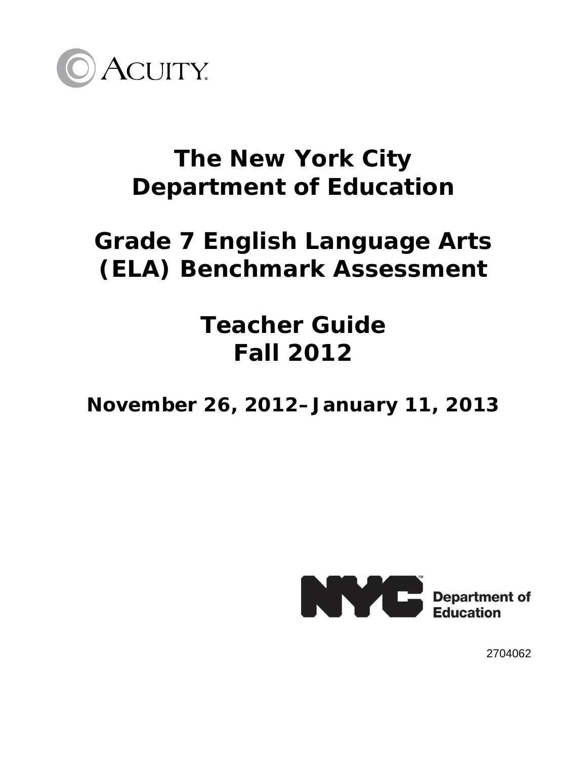ACUITY

# The New York City Department of Education

# Grade 7 English Language Arts (ELA) Benchmark Assessment

# Teacher Guide Fall 2012

## November 26, 2012–January 11, 2013

NYC Department of Education

2704062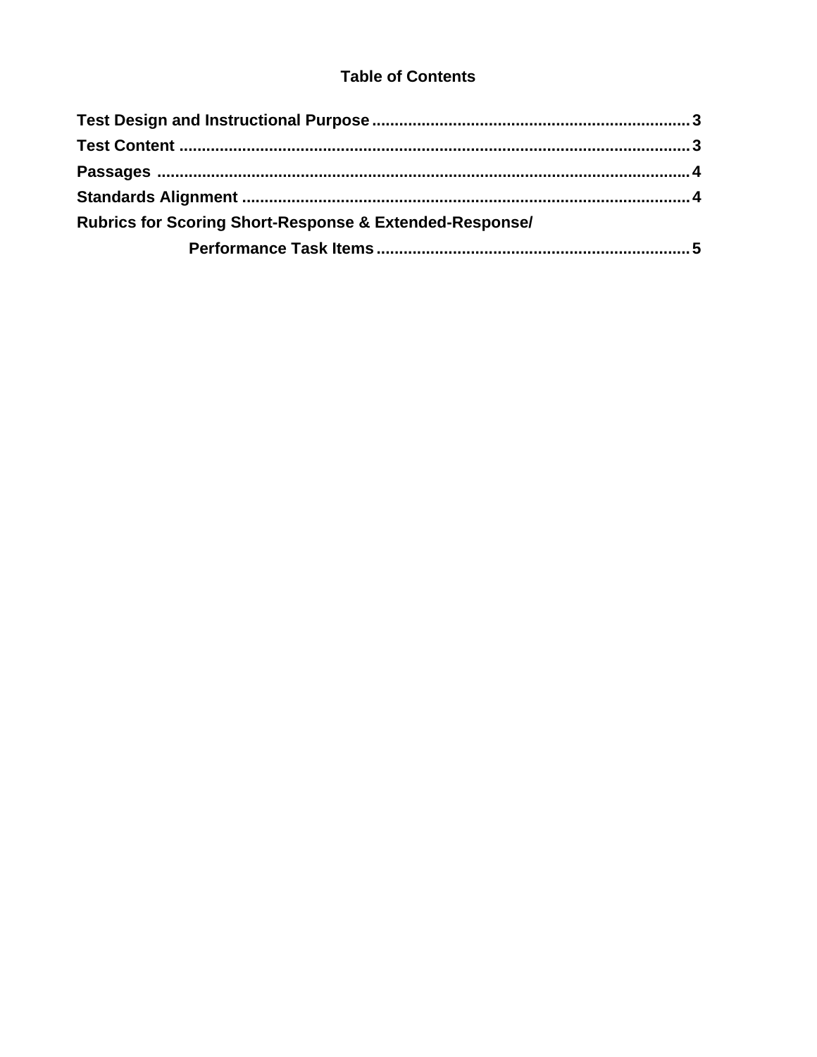## Table of Contents

**Test Design and Instructional Purpose** ........ 3

**Test Content** ........ 3

**Passages** ........ 4

**Standards Alignment** ........ 4

**Rubrics for Scoring Short-Response & Extended-Response/ Performance Task Items** ........ 5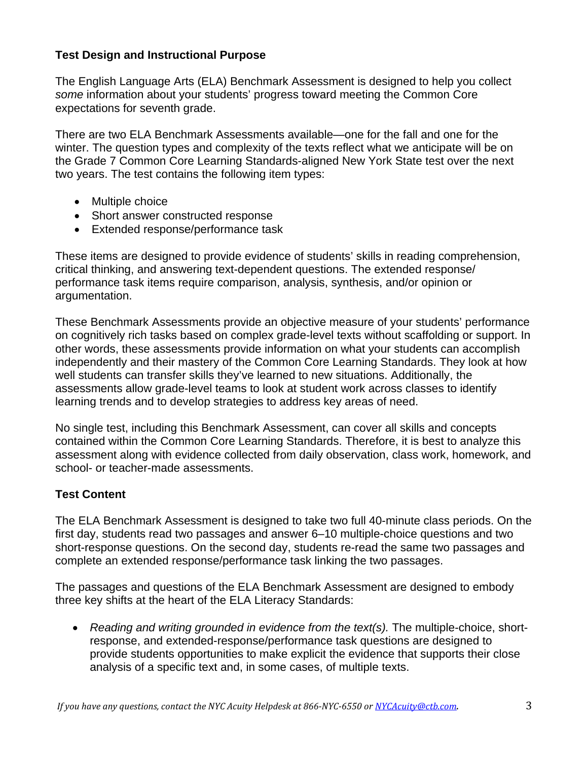**Test Design and Instructional Purpose**

The English Language Arts (ELA) Benchmark Assessment is designed to help you collect *some* information about your students' progress toward meeting the Common Core expectations for seventh grade.

There are two ELA Benchmark Assessments available—one for the fall and one for the winter. The question types and complexity of the texts reflect what we anticipate will be on the Grade 7 Common Core Learning Standards-aligned New York State test over the next two years. The test contains the following item types:

- Multiple choice
- Short answer constructed response
- Extended response/performance task

These items are designed to provide evidence of students' skills in reading comprehension, critical thinking, and answering text-dependent questions. The extended response/ performance task items require comparison, analysis, synthesis, and/or opinion or argumentation.

These Benchmark Assessments provide an objective measure of your students' performance on cognitively rich tasks based on complex grade-level texts without scaffolding or support. In other words, these assessments provide information on what your students can accomplish independently and their mastery of the Common Core Learning Standards. They look at how well students can transfer skills they've learned to new situations. Additionally, the assessments allow grade-level teams to look at student work across classes to identify learning trends and to develop strategies to address key areas of need.

No single test, including this Benchmark Assessment, can cover all skills and concepts contained within the Common Core Learning Standards. Therefore, it is best to analyze this assessment along with evidence collected from daily observation, class work, homework, and school- or teacher-made assessments.

**Test Content**

The ELA Benchmark Assessment is designed to take two full 40-minute class periods. On the first day, students read two passages and answer 6–10 multiple-choice questions and two short-response questions. On the second day, students re-read the same two passages and complete an extended response/performance task linking the two passages.

The passages and questions of the ELA Benchmark Assessment are designed to embody three key shifts at the heart of the ELA Literacy Standards:

- *Reading and writing grounded in evidence from the text(s).* The multiple-choice, short-response, and extended-response/performance task questions are designed to provide students opportunities to make explicit the evidence that supports their close analysis of a specific text and, in some cases, of multiple texts.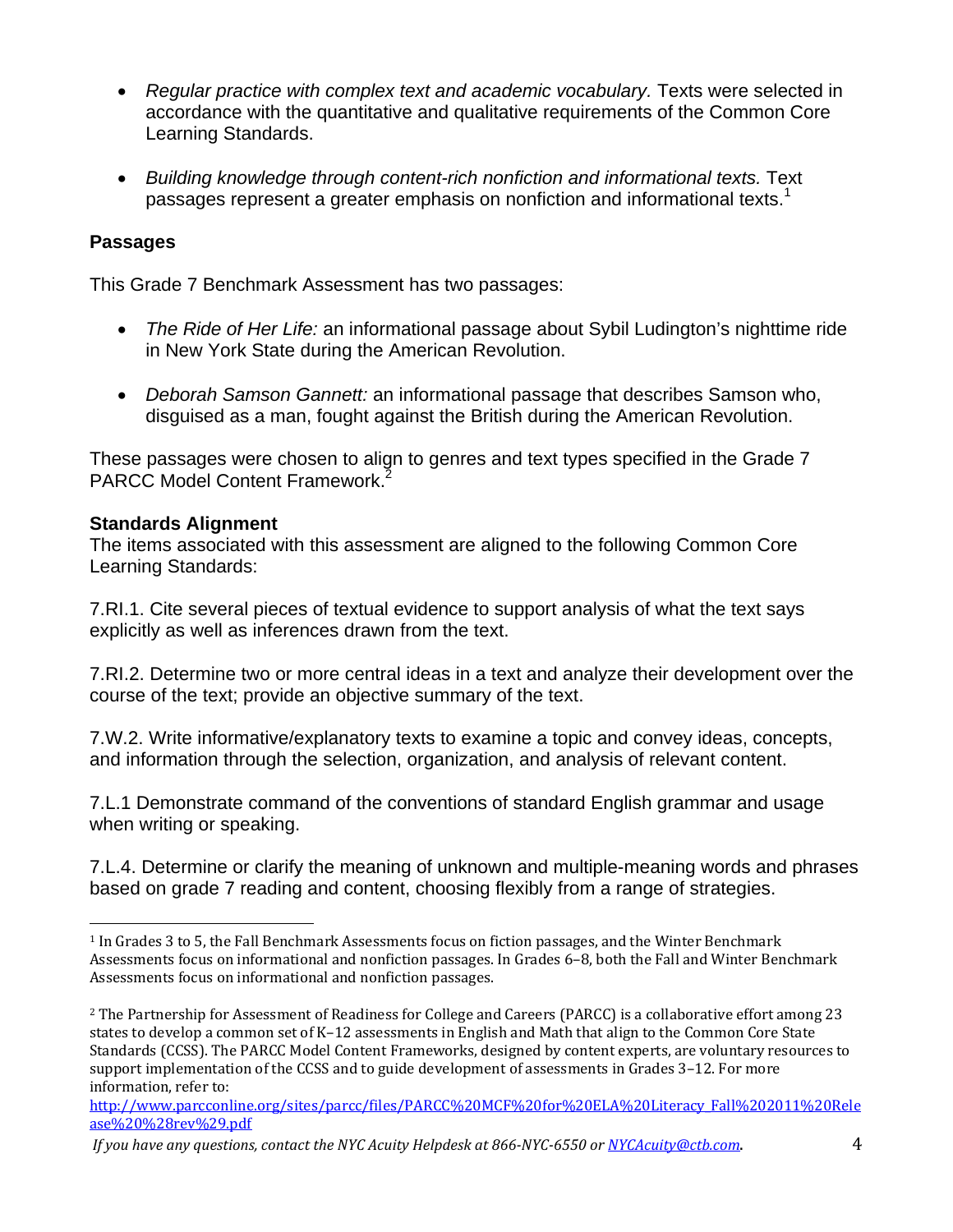- *Regular practice with complex text and academic vocabulary.* Texts were selected in accordance with the quantitative and qualitative requirements of the Common Core Learning Standards.

- *Building knowledge through content-rich nonfiction and informational texts.* Text passages represent a greater emphasis on nonfiction and informational texts.[1]

### Passages

This Grade 7 Benchmark Assessment has two passages:

- *The Ride of Her Life:* an informational passage about Sybil Ludington's nighttime ride in New York State during the American Revolution.

- *Deborah Samson Gannett:* an informational passage that describes Samson who, disguised as a man, fought against the British during the American Revolution.

These passages were chosen to align to genres and text types specified in the Grade 7 PARCC Model Content Framework.[2]

### Standards Alignment

The items associated with this assessment are aligned to the following Common Core Learning Standards:

7.RI.1. Cite several pieces of textual evidence to support analysis of what the text says explicitly as well as inferences drawn from the text.

7.RI.2. Determine two or more central ideas in a text and analyze their development over the course of the text; provide an objective summary of the text.

7.W.2. Write informative/explanatory texts to examine a topic and convey ideas, concepts, and information through the selection, organization, and analysis of relevant content.

7.L.1 Demonstrate command of the conventions of standard English grammar and usage when writing or speaking.

7.L.4. Determine or clarify the meaning of unknown and multiple-meaning words and phrases based on grade 7 reading and content, choosing flexibly from a range of strategies.

---

[1] In Grades 3 to 5, the Fall Benchmark Assessments focus on fiction passages, and the Winter Benchmark Assessments focus on informational and nonfiction passages. In Grades 6–8, both the Fall and Winter Benchmark Assessments focus on informational and nonfiction passages.

[2] The Partnership for Assessment of Readiness for College and Careers (PARCC) is a collaborative effort among 23 states to develop a common set of K–12 assessments in English and Math that align to the Common Core State Standards (CCSS). The PARCC Model Content Frameworks, designed by content experts, are voluntary resources to support implementation of the CCSS and to guide development of assessments in Grades 3–12. For more information, refer to: http://www.parcconline.org/sites/parcc/files/PARCC%20MCF%20for%20ELA%20Literacy_Fall%202011%20Release%20%28rev%29.pdf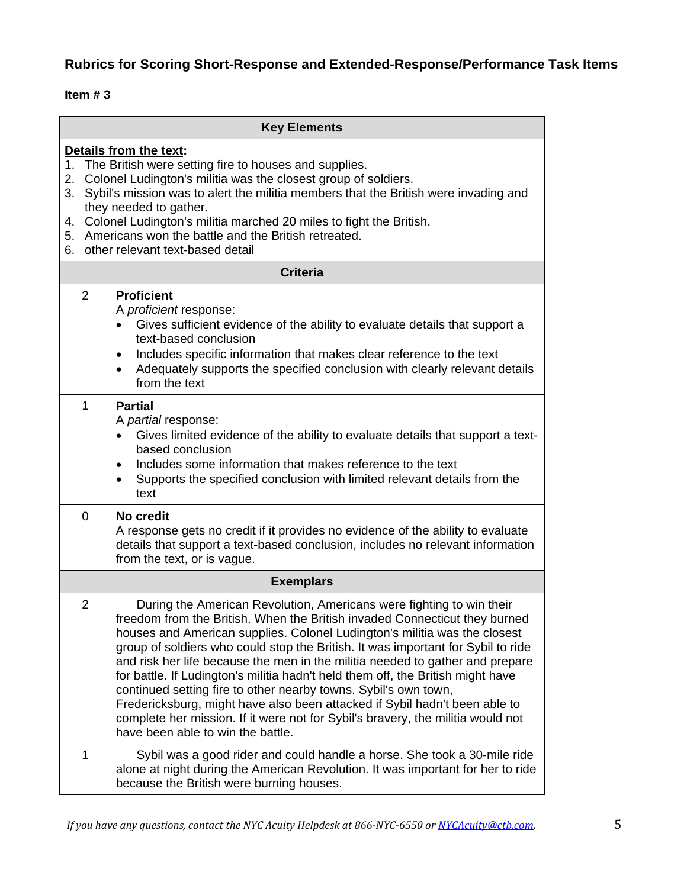## Rubrics for Scoring Short-Response and Extended-Response/Performance Task Items

**Item # 3**

| Key Elements | |
|---|---|
| **Details from the text:**<br>1. The British were setting fire to houses and supplies.<br>2. Colonel Ludington's militia was the closest group of soldiers.<br>3. Sybil's mission was to alert the militia members that the British were invading and they needed to gather.<br>4. Colonel Ludington's militia marched 20 miles to fight the British.<br>5. Americans won the battle and the British retreated.<br>6. other relevant text-based detail | |
| **Criteria** | |
| 2 | **Proficient**<br>A *proficient* response:<br>• Gives sufficient evidence of the ability to evaluate details that support a text-based conclusion<br>• Includes specific information that makes clear reference to the text<br>• Adequately supports the specified conclusion with clearly relevant details from the text |
| 1 | **Partial**<br>A *partial* response:<br>• Gives limited evidence of the ability to evaluate details that support a text-based conclusion<br>• Includes some information that makes reference to the text<br>• Supports the specified conclusion with limited relevant details from the text |
| 0 | **No credit**<br>A response gets no credit if it provides no evidence of the ability to evaluate details that support a text-based conclusion, includes no relevant information from the text, or is vague. |
| **Exemplars** | |
| 2 | During the American Revolution, Americans were fighting to win their freedom from the British. When the British invaded Connecticut they burned houses and American supplies. Colonel Ludington's militia was the closest group of soldiers who could stop the British. It was important for Sybil to ride and risk her life because the men in the militia needed to gather and prepare for battle. If Ludington's militia hadn't held them off, the British might have continued setting fire to other nearby towns. Sybil's own town, Fredericksburg, might have also been attacked if Sybil hadn't been able to complete her mission. If it were not for Sybil's bravery, the militia would not have been able to win the battle. |
| 1 | Sybil was a good rider and could handle a horse. She took a 30-mile ride alone at night during the American Revolution. It was important for her to ride because the British were burning houses. |

*If you have any questions, contact the NYC Acuity Helpdesk at 866-NYC-6550 or NYCAcuity@ctb.com.*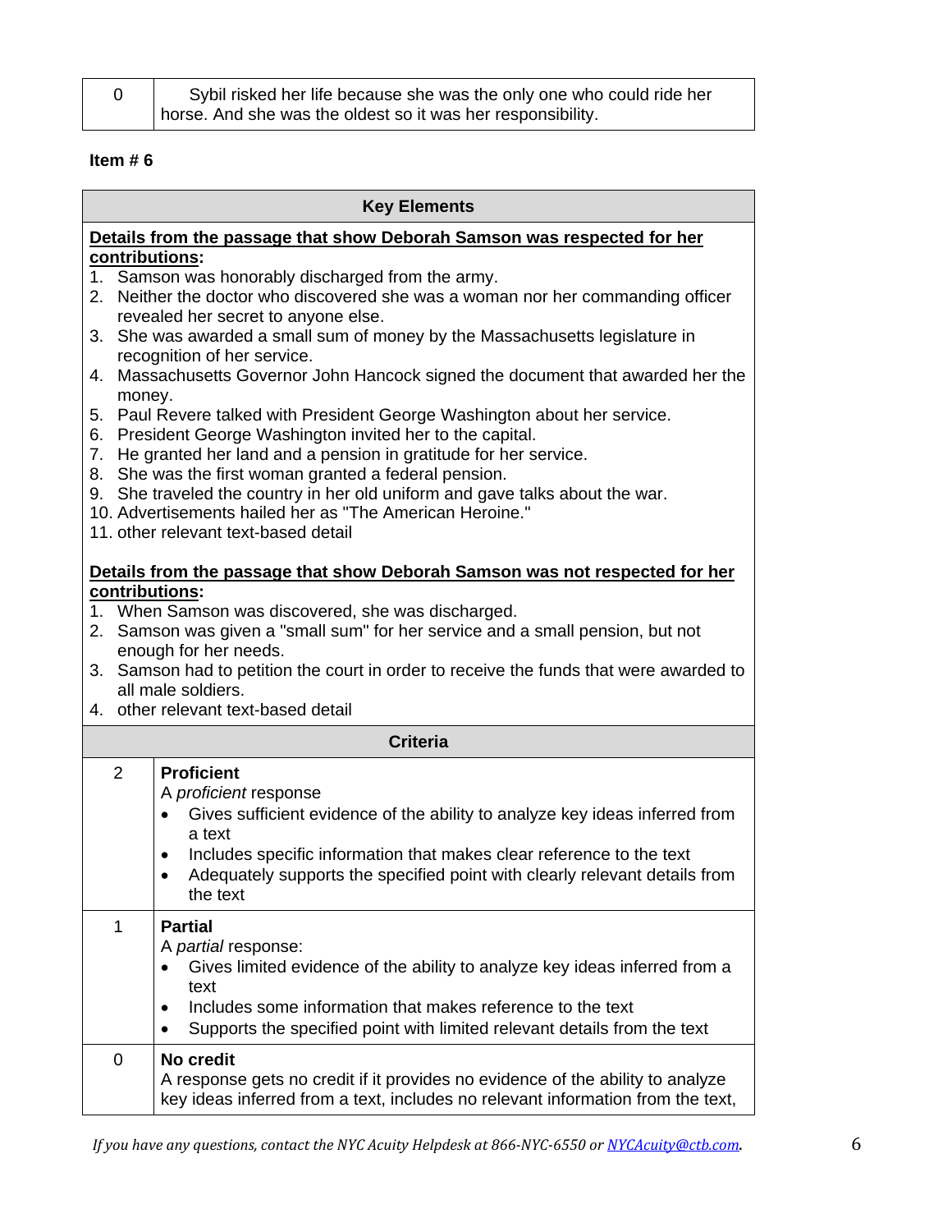| 0 | Sybil risked her life because she was the only one who could ride her horse. And she was the oldest so it was her responsibility. |
|---|---|

**Item # 6**

| Key Elements |
|---|
| **Details from the passage that show Deborah Samson was respected for her contributions:**<br>1. Samson was honorably discharged from the army.<br>2. Neither the doctor who discovered she was a woman nor her commanding officer revealed her secret to anyone else.<br>3. She was awarded a small sum of money by the Massachusetts legislature in recognition of her service.<br>4. Massachusetts Governor John Hancock signed the document that awarded her the money.<br>5. Paul Revere talked with President George Washington about her service.<br>6. President George Washington invited her to the capital.<br>7. He granted her land and a pension in gratitude for her service.<br>8. She was the first woman granted a federal pension.<br>9. She traveled the country in her old uniform and gave talks about the war.<br>10. Advertisements hailed her as "The American Heroine."<br>11. other relevant text-based detail<br><br>**Details from the passage that show Deborah Samson was not respected for her contributions:**<br>1. When Samson was discovered, she was discharged.<br>2. Samson was given a "small sum" for her service and a small pension, but not enough for her needs.<br>3. Samson had to petition the court in order to receive the funds that were awarded to all male soldiers.<br>4. other relevant text-based detail |

| Criteria | |
|---|---|
| 2 | **Proficient**<br>A *proficient* response<br>• Gives sufficient evidence of the ability to analyze key ideas inferred from a text<br>• Includes specific information that makes clear reference to the text<br>• Adequately supports the specified point with clearly relevant details from the text |
| 1 | **Partial**<br>A *partial* response:<br>• Gives limited evidence of the ability to analyze key ideas inferred from a text<br>• Includes some information that makes reference to the text<br>• Supports the specified point with limited relevant details from the text |
| 0 | **No credit**<br>A response gets no credit if it provides no evidence of the ability to analyze key ideas inferred from a text, includes no relevant information from the text, |

*If you have any questions, contact the NYC Acuity Helpdesk at 866-NYC-6550 or NYCAcuity@ctb.com.*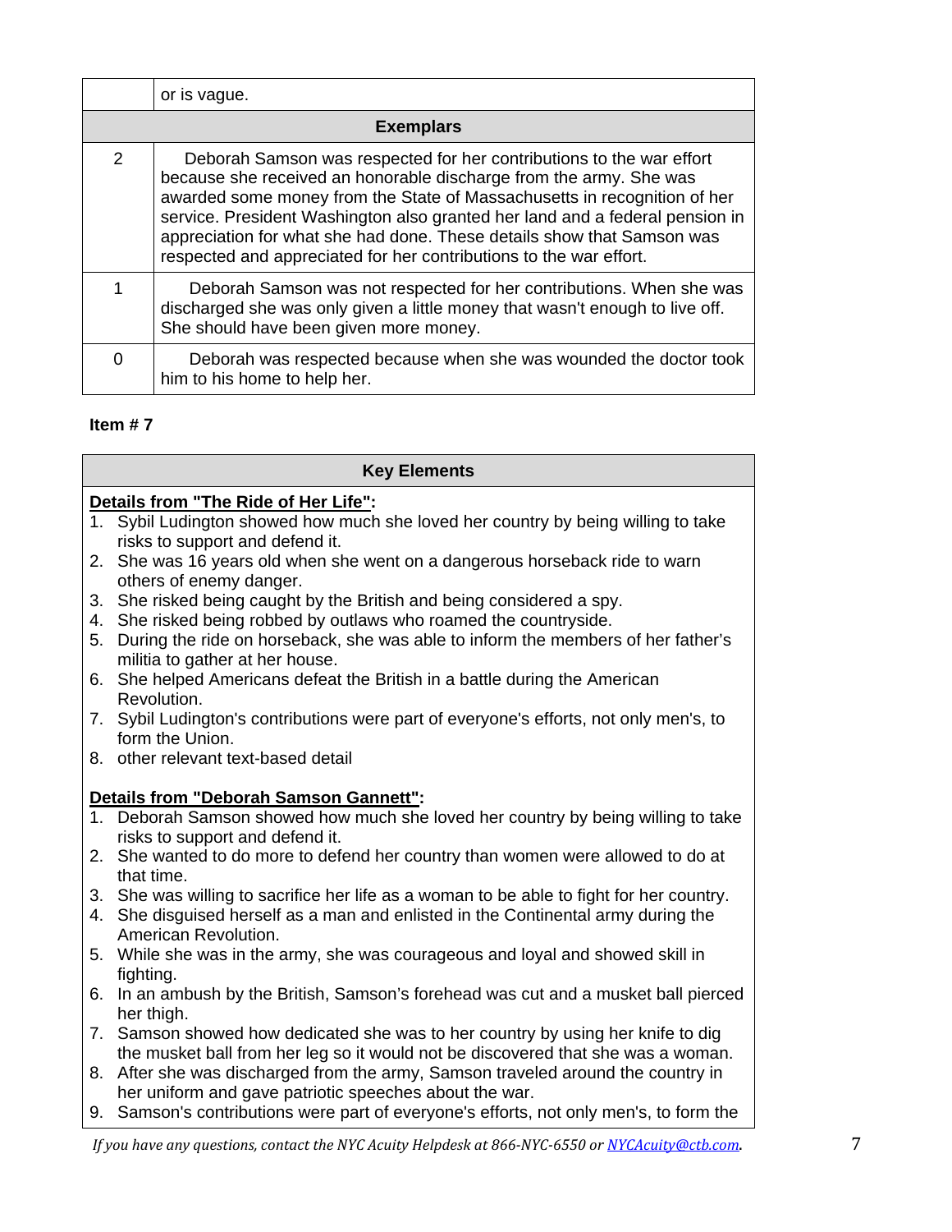|  | or is vague. |
|---|---|
| **Exemplars** | |
| 2 | Deborah Samson was respected for her contributions to the war effort because she received an honorable discharge from the army. She was awarded some money from the State of Massachusetts in recognition of her service. President Washington also granted her land and a federal pension in appreciation for what she had done. These details show that Samson was respected and appreciated for her contributions to the war effort. |
| 1 | Deborah Samson was not respected for her contributions. When she was discharged she was only given a little money that wasn't enough to live off. She should have been given more money. |
| 0 | Deborah was respected because when she was wounded the doctor took him to his home to help her. |

**Item # 7**

| Key Elements |
|---|
| **<u>Details from "The Ride of Her Life"</u>:**<br>1. Sybil Ludington showed how much she loved her country by being willing to take risks to support and defend it.<br>2. She was 16 years old when she went on a dangerous horseback ride to warn others of enemy danger.<br>3. She risked being caught by the British and being considered a spy.<br>4. She risked being robbed by outlaws who roamed the countryside.<br>5. During the ride on horseback, she was able to inform the members of her father's militia to gather at her house.<br>6. She helped Americans defeat the British in a battle during the American Revolution.<br>7. Sybil Ludington's contributions were part of everyone's efforts, not only men's, to form the Union.<br>8. other relevant text-based detail<br><br>**<u>Details from "Deborah Samson Gannett"</u>:**<br>1. Deborah Samson showed how much she loved her country by being willing to take risks to support and defend it.<br>2. She wanted to do more to defend her country than women were allowed to do at that time.<br>3. She was willing to sacrifice her life as a woman to be able to fight for her country.<br>4. She disguised herself as a man and enlisted in the Continental army during the American Revolution.<br>5. While she was in the army, she was courageous and loyal and showed skill in fighting.<br>6. In an ambush by the British, Samson's forehead was cut and a musket ball pierced her thigh.<br>7. Samson showed how dedicated she was to her country by using her knife to dig the musket ball from her leg so it would not be discovered that she was a woman.<br>8. After she was discharged from the army, Samson traveled around the country in her uniform and gave patriotic speeches about the war.<br>9. Samson's contributions were part of everyone's efforts, not only men's, to form the |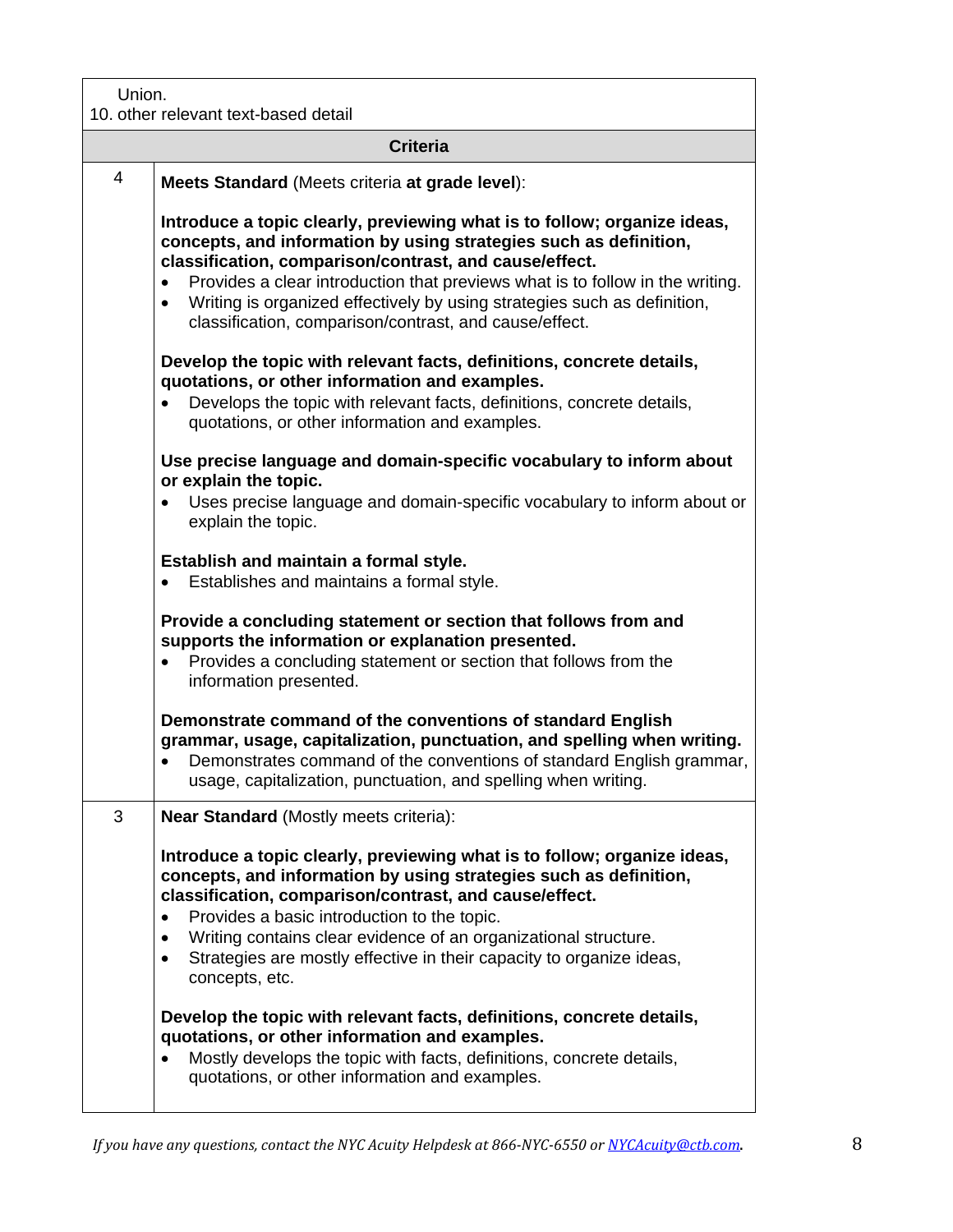| | |
|---|---|
| Union.<br>10. other relevant text-based detail | |
| **Criteria** | |
| 4 | **Meets Standard** (Meets criteria **at grade level**):<br><br>**Introduce a topic clearly, previewing what is to follow; organize ideas, concepts, and information by using strategies such as definition, classification, comparison/contrast, and cause/effect.**<br>• Provides a clear introduction that previews what is to follow in the writing.<br>• Writing is organized effectively by using strategies such as definition, classification, comparison/contrast, and cause/effect.<br><br>**Develop the topic with relevant facts, definitions, concrete details, quotations, or other information and examples.**<br>• Develops the topic with relevant facts, definitions, concrete details, quotations, or other information and examples.<br><br>**Use precise language and domain-specific vocabulary to inform about or explain the topic.**<br>• Uses precise language and domain-specific vocabulary to inform about or explain the topic.<br><br>**Establish and maintain a formal style.**<br>• Establishes and maintains a formal style.<br><br>**Provide a concluding statement or section that follows from and supports the information or explanation presented.**<br>• Provides a concluding statement or section that follows from the information presented.<br><br>**Demonstrate command of the conventions of standard English grammar, usage, capitalization, punctuation, and spelling when writing.**<br>• Demonstrates command of the conventions of standard English grammar, usage, capitalization, punctuation, and spelling when writing. |
| 3 | **Near Standard** (Mostly meets criteria):<br><br>**Introduce a topic clearly, previewing what is to follow; organize ideas, concepts, and information by using strategies such as definition, classification, comparison/contrast, and cause/effect.**<br>• Provides a basic introduction to the topic.<br>• Writing contains clear evidence of an organizational structure.<br>• Strategies are mostly effective in their capacity to organize ideas, concepts, etc.<br><br>**Develop the topic with relevant facts, definitions, concrete details, quotations, or other information and examples.**<br>• Mostly develops the topic with facts, definitions, concrete details, quotations, or other information and examples. |

*If you have any questions, contact the NYC Acuity Helpdesk at 866-NYC-6550 or NYCAcuity@ctb.com.*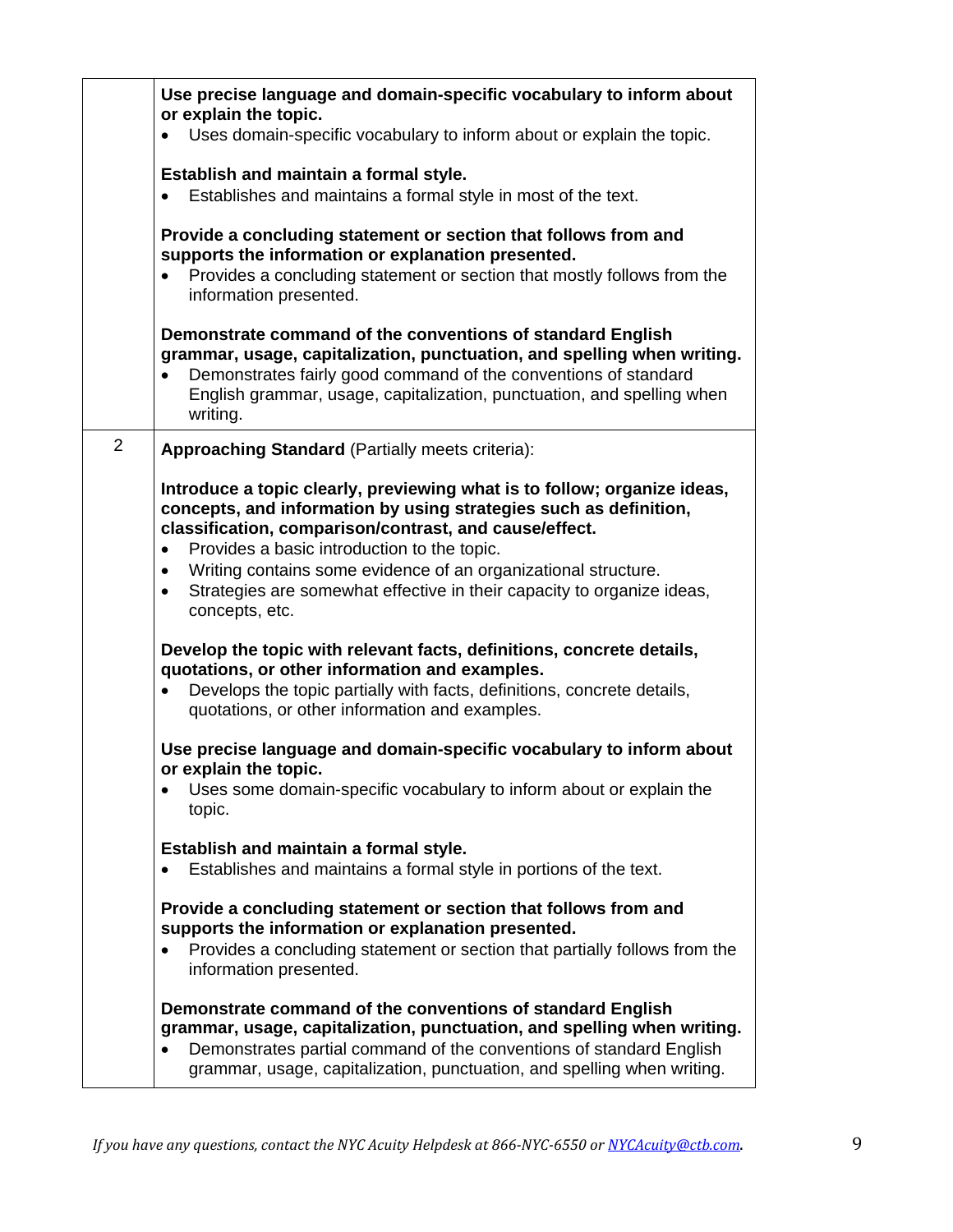| | |
|---|---|
| | **Use precise language and domain-specific vocabulary to inform about or explain the topic.**<br>• Uses domain-specific vocabulary to inform about or explain the topic.<br><br>**Establish and maintain a formal style.**<br>• Establishes and maintains a formal style in most of the text.<br><br>**Provide a concluding statement or section that follows from and supports the information or explanation presented.**<br>• Provides a concluding statement or section that mostly follows from the information presented.<br><br>**Demonstrate command of the conventions of standard English grammar, usage, capitalization, punctuation, and spelling when writing.**<br>• Demonstrates fairly good command of the conventions of standard English grammar, usage, capitalization, punctuation, and spelling when writing. |
| 2 | **Approaching Standard** (Partially meets criteria):<br><br>**Introduce a topic clearly, previewing what is to follow; organize ideas, concepts, and information by using strategies such as definition, classification, comparison/contrast, and cause/effect.**<br>• Provides a basic introduction to the topic.<br>• Writing contains some evidence of an organizational structure.<br>• Strategies are somewhat effective in their capacity to organize ideas, concepts, etc.<br><br>**Develop the topic with relevant facts, definitions, concrete details, quotations, or other information and examples.**<br>• Develops the topic partially with facts, definitions, concrete details, quotations, or other information and examples.<br><br>**Use precise language and domain-specific vocabulary to inform about or explain the topic.**<br>• Uses some domain-specific vocabulary to inform about or explain the topic.<br><br>**Establish and maintain a formal style.**<br>• Establishes and maintains a formal style in portions of the text.<br><br>**Provide a concluding statement or section that follows from and supports the information or explanation presented.**<br>• Provides a concluding statement or section that partially follows from the information presented.<br><br>**Demonstrate command of the conventions of standard English grammar, usage, capitalization, punctuation, and spelling when writing.**<br>• Demonstrates partial command of the conventions of standard English grammar, usage, capitalization, punctuation, and spelling when writing. |

*If you have any questions, contact the NYC Acuity Helpdesk at 866-NYC-6550 or NYCAcuity@ctb.com.*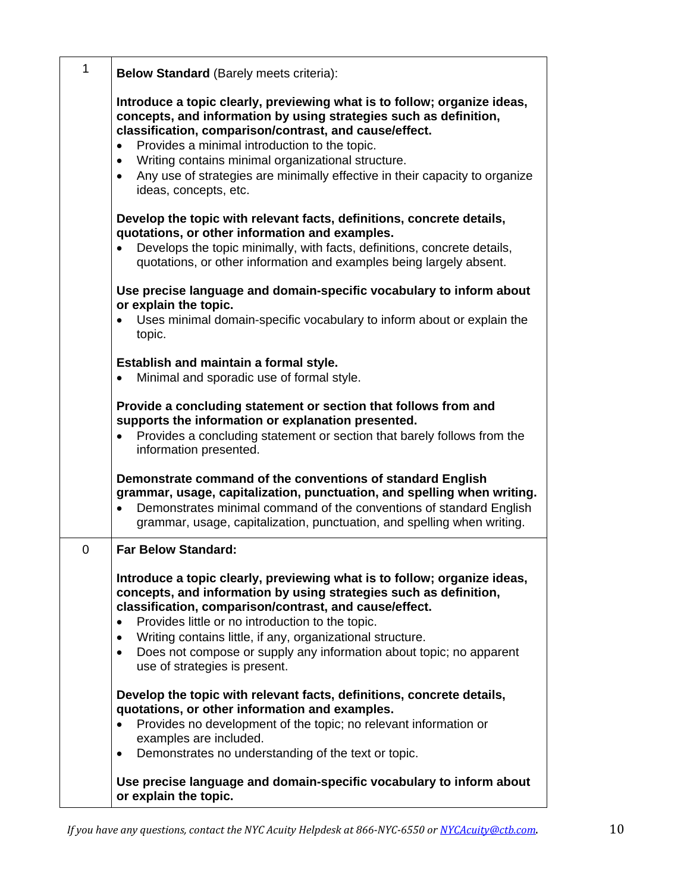| | |
|---|---|
| 1 | **Below Standard** (Barely meets criteria):<br><br>**Introduce a topic clearly, previewing what is to follow; organize ideas, concepts, and information by using strategies such as definition, classification, comparison/contrast, and cause/effect.**<br>• Provides a minimal introduction to the topic.<br>• Writing contains minimal organizational structure.<br>• Any use of strategies are minimally effective in their capacity to organize ideas, concepts, etc.<br><br>**Develop the topic with relevant facts, definitions, concrete details, quotations, or other information and examples.**<br>• Develops the topic minimally, with facts, definitions, concrete details, quotations, or other information and examples being largely absent.<br><br>**Use precise language and domain-specific vocabulary to inform about or explain the topic.**<br>• Uses minimal domain-specific vocabulary to inform about or explain the topic.<br><br>**Establish and maintain a formal style.**<br>• Minimal and sporadic use of formal style.<br><br>**Provide a concluding statement or section that follows from and supports the information or explanation presented.**<br>• Provides a concluding statement or section that barely follows from the information presented.<br><br>**Demonstrate command of the conventions of standard English grammar, usage, capitalization, punctuation, and spelling when writing.**<br>• Demonstrates minimal command of the conventions of standard English grammar, usage, capitalization, punctuation, and spelling when writing. |
| 0 | **Far Below Standard:**<br><br>**Introduce a topic clearly, previewing what is to follow; organize ideas, concepts, and information by using strategies such as definition, classification, comparison/contrast, and cause/effect.**<br>• Provides little or no introduction to the topic.<br>• Writing contains little, if any, organizational structure.<br>• Does not compose or supply any information about topic; no apparent use of strategies is present.<br><br>**Develop the topic with relevant facts, definitions, concrete details, quotations, or other information and examples.**<br>• Provides no development of the topic; no relevant information or examples are included.<br>• Demonstrates no understanding of the text or topic.<br><br>**Use precise language and domain-specific vocabulary to inform about or explain the topic.** |

*If you have any questions, contact the NYC Acuity Helpdesk at 866-NYC-6550 or [NYCAcuity@ctb.com](mailto:NYCAcuity@ctb.com).*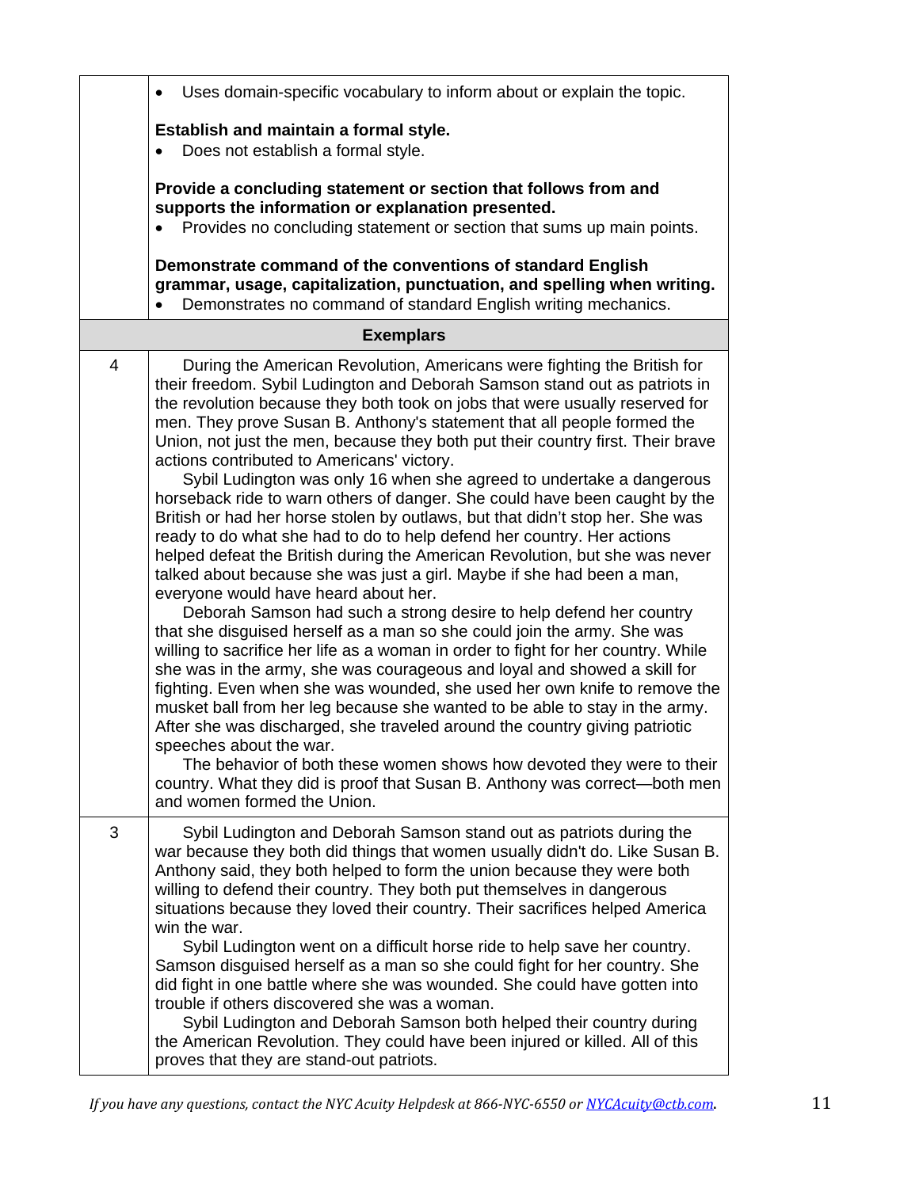| | |
|---|---|
| | • Uses domain-specific vocabulary to inform about or explain the topic.<br><br>**Establish and maintain a formal style.**<br>• Does not establish a formal style.<br><br>**Provide a concluding statement or section that follows from and supports the information or explanation presented.**<br>• Provides no concluding statement or section that sums up main points.<br><br>**Demonstrate command of the conventions of standard English grammar, usage, capitalization, punctuation, and spelling when writing.**<br>• Demonstrates no command of standard English writing mechanics. |
| **Exemplars** | |
| 4 | During the American Revolution, Americans were fighting the British for their freedom. Sybil Ludington and Deborah Samson stand out as patriots in the revolution because they both took on jobs that were usually reserved for men. They prove Susan B. Anthony's statement that all people formed the Union, not just the men, because they both put their country first. Their brave actions contributed to Americans' victory.<br>Sybil Ludington was only 16 when she agreed to undertake a dangerous horseback ride to warn others of danger. She could have been caught by the British or had her horse stolen by outlaws, but that didn't stop her. She was ready to do what she had to do to help defend her country. Her actions helped defeat the British during the American Revolution, but she was never talked about because she was just a girl. Maybe if she had been a man, everyone would have heard about her.<br>Deborah Samson had such a strong desire to help defend her country that she disguised herself as a man so she could join the army. She was willing to sacrifice her life as a woman in order to fight for her country. While she was in the army, she was courageous and loyal and showed a skill for fighting. Even when she was wounded, she used her own knife to remove the musket ball from her leg because she wanted to be able to stay in the army. After she was discharged, she traveled around the country giving patriotic speeches about the war.<br>The behavior of both these women shows how devoted they were to their country. What they did is proof that Susan B. Anthony was correct—both men and women formed the Union. |
| 3 | Sybil Ludington and Deborah Samson stand out as patriots during the war because they both did things that women usually didn't do. Like Susan B. Anthony said, they both helped to form the union because they were both willing to defend their country. They both put themselves in dangerous situations because they loved their country. Their sacrifices helped America win the war.<br>Sybil Ludington went on a difficult horse ride to help save her country. Samson disguised herself as a man so she could fight for her country. She did fight in one battle where she was wounded. She could have gotten into trouble if others discovered she was a woman.<br>Sybil Ludington and Deborah Samson both helped their country during the American Revolution. They could have been injured or killed. All of this proves that they are stand-out patriots. |

*If you have any questions, contact the NYC Acuity Helpdesk at 866-NYC-6550 or NYCAcuity@ctb.com.*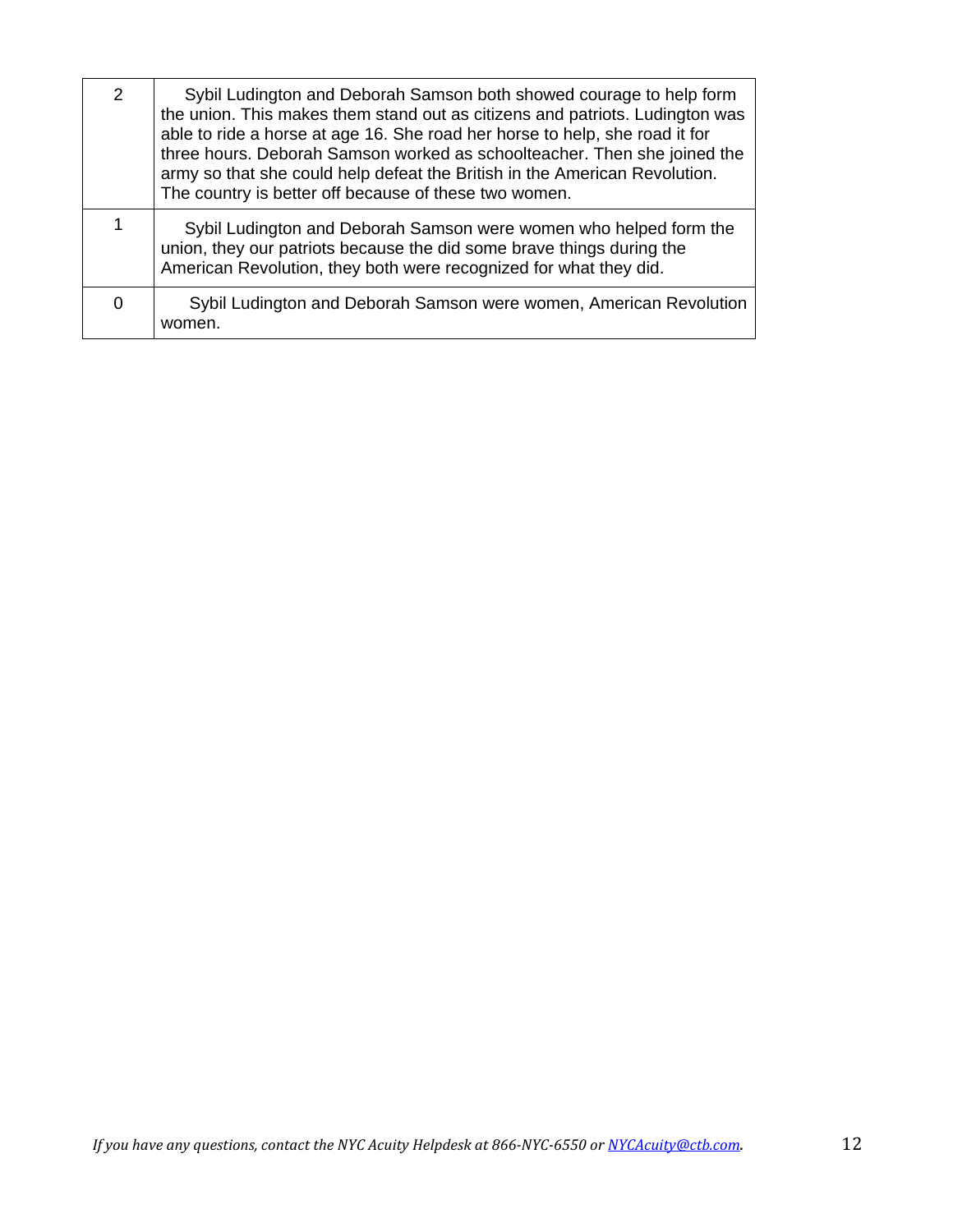| | |
|---|---|
| 2 | Sybil Ludington and Deborah Samson both showed courage to help form the union. This makes them stand out as citizens and patriots. Ludington was able to ride a horse at age 16. She road her horse to help, she road it for three hours. Deborah Samson worked as schoolteacher. Then she joined the army so that she could help defeat the British in the American Revolution. The country is better off because of these two women. |
| 1 | Sybil Ludington and Deborah Samson were women who helped form the union, they our patriots because the did some brave things during the American Revolution, they both were recognized for what they did. |
| 0 | Sybil Ludington and Deborah Samson were women, American Revolution women. |

*If you have any questions, contact the NYC Acuity Helpdesk at 866-NYC-6550 or [NYCAcuity@ctb.com](mailto:NYCAcuity@ctb.com).*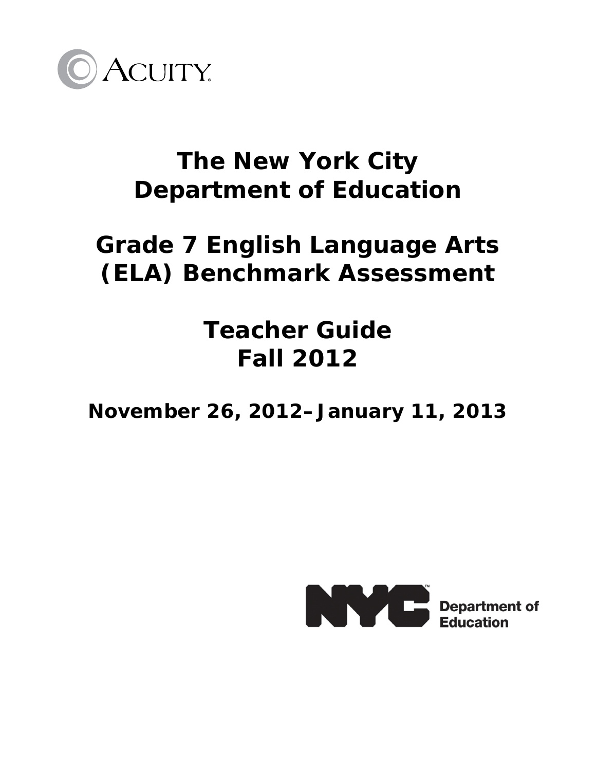# The New York City Department of Education

# Grade 7 English Language Arts (ELA) Benchmark Assessment

# Teacher Guide Fall 2012

**November 26, 2012–January 11, 2013**